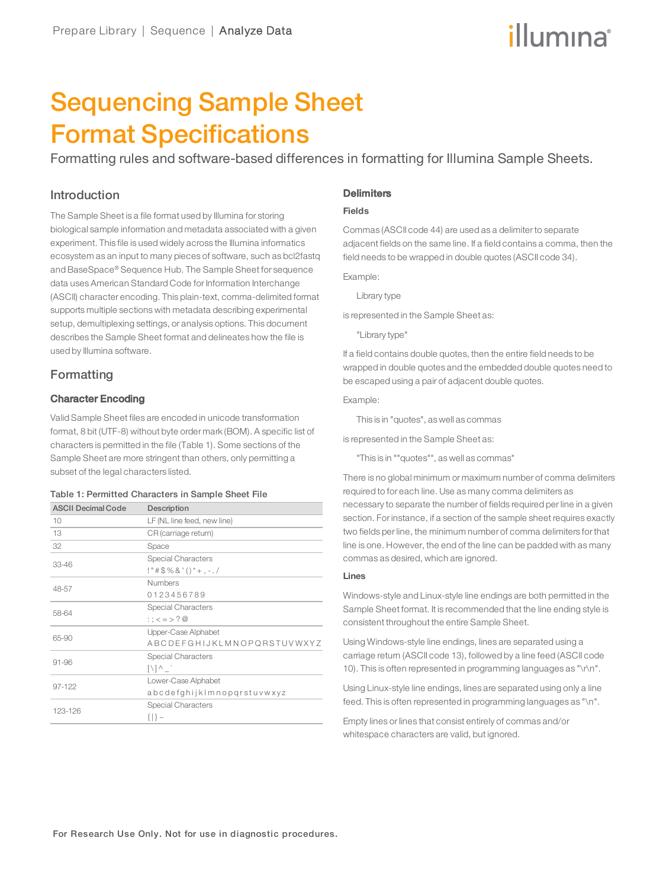# Sequencing Sample Sheet Format Specifications

Formatting rules and software-based differences in formatting for Illumina Sample Sheets.

## Introduction

The Sample Sheet is a file format used by Illumina for storing biological sample information and metadata associated with a given experiment. This file is used widely across the Illumina informatics ecosystem as an input to many pieces of software, such as bcl2fastq and BaseSpace® Sequence Hub. The Sample Sheet for sequence data uses American Standard Code for Information Interchange (ASCII) character encoding. This plain-text, comma-delimited format supports multiple sections with metadata describing experimental setup, demultiplexing settings, or analysis options. This document describes the Sample Sheet format and delineates how the file is used by Illumina software.

## Formatting

### Character Encoding

Valid Sample Sheet files are encoded in unicode transformation format, 8 bit (UTF-8) without byte order mark (BOM). A specific list of characters is permitted in the file (Table 1). Some sections of the Sample Sheet are more stringent than others, only permitting a subset of the legal characters listed.

**Table 1: Permitted Characters in Sample Sheet File**

| ASCII Decimal Code | Description |
|---|---|
| 10 | LF (NL line feed, new line) |
| 13 | CR (carriage return) |
| 32 | Space |
| 33-46 | Special Characters<br>! " # $ % & ' ( ) * + , - . / |
| 48-57 | Numbers<br>0 1 2 3 4 5 6 7 8 9 |
| 58-64 | Special Characters<br>: ; < = > ? @ |
| 65-90 | Upper-Case Alphabet<br>A B C D E F G H I J K L M N O P Q R S T U V W X Y Z |
| 91-96 | Special Characters<br>[ \ ] ^ _ ` |
| 97-122 | Lower-Case Alphabet<br>a b c d e f g h i j k l m n o p q r s t u v w x y z |
| 123-126 | Special Characters<br>{ \| } ~ |

### Delimiters

#### Fields

Commas (ASCII code 44) are used as a delimiter to separate adjacent fields on the same line. If a field contains a comma, then the field needs to be wrapped in double quotes (ASCII code 34).

Example:

Library type

is represented in the Sample Sheet as:

"Library type"

If a field contains double quotes, then the entire field needs to be wrapped in double quotes and the embedded double quotes need to be escaped using a pair of adjacent double quotes.

Example:

This is in "quotes", as well as commas

is represented in the Sample Sheet as:

"This is in ""quotes"", as well as commas"

There is no global minimum or maximum number of comma delimiters required to for each line. Use as many comma delimiters as necessary to separate the number of fields required per line in a given section. For instance, if a section of the sample sheet requires exactly two fields per line, the minimum number of comma delimiters for that line is one. However, the end of the line can be padded with as many commas as desired, which are ignored.

#### Lines

Windows-style and Linux-style line endings are both permitted in the Sample Sheet format. It is recommended that the line ending style is consistent throughout the entire Sample Sheet.

Using Windows-style line endings, lines are separated using a carriage return (ASCII code 13), followed by a line feed (ASCII code 10). This is often represented in programming languages as "\r\n".

Using Linux-style line endings, lines are separated using only a line feed. This is often represented in programming languages as "\n".

Empty lines or lines that consist entirely of commas and/or whitespace characters are valid, but ignored.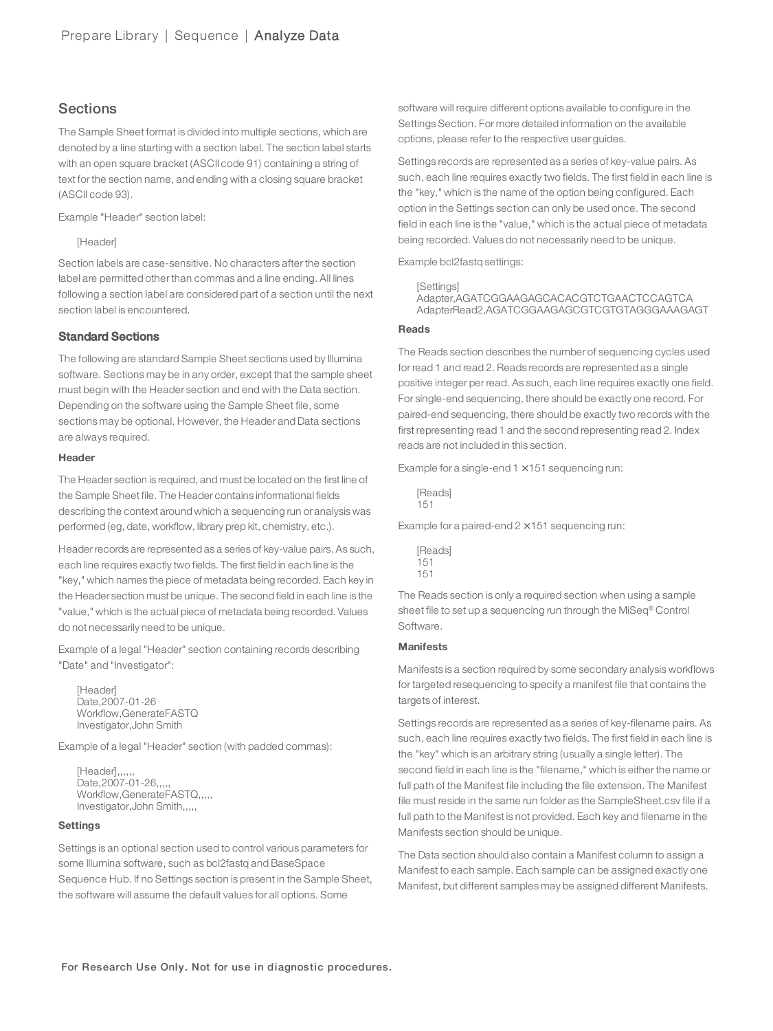## Sections

The Sample Sheet format is divided into multiple sections, which are denoted by a line starting with a section label. The section label starts with an open square bracket (ASCII code 91) containing a string of text for the section name, and ending with a closing square bracket (ASCII code 93).

Example "Header" section label:

```
[Header]
```

Section labels are case-sensitive. No characters after the section label are permitted other than commas and a line ending. All lines following a section label are considered part of a section until the next section label is encountered.

### Standard Sections

The following are standard Sample Sheet sections used by Illumina software. Sections may be in any order, except that the sample sheet must begin with the Header section and end with the Data section. Depending on the software using the Sample Sheet file, some sections may be optional. However, the Header and Data sections are always required.

#### Header

The Header section is required, and must be located on the first line of the Sample Sheet file. The Header contains informational fields describing the context around which a sequencing run or analysis was performed (eg, date, workflow, library prep kit, chemistry, etc.).

Header records are represented as a series of key-value pairs. As such, each line requires exactly two fields. The first field in each line is the "key," which names the piece of metadata being recorded. Each key in the Header section must be unique. The second field in each line is the "value," which is the actual piece of metadata being recorded. Values do not necessarily need to be unique.

Example of a legal "Header" section containing records describing "Date" and "Investigator":

```
[Header]
Date,2007-01-26
Workflow,GenerateFASTQ
Investigator,John Smith
```

Example of a legal "Header" section (with padded commas):

```
[Header],,,,,,
Date,2007-01-26,,,,,
Workflow,GenerateFASTQ,,,,,
Investigator,John Smith,,,,,
```

#### Settings

Settings is an optional section used to control various parameters for some Illumina software, such as bcl2fastq and BaseSpace Sequence Hub. If no Settings section is present in the Sample Sheet, the software will assume the default values for all options. Some software will require different options available to configure in the Settings Section. For more detailed information on the available options, please refer to the respective user guides.

Settings records are represented as a series of key-value pairs. As such, each line requires exactly two fields. The first field in each line is the "key," which is the name of the option being configured. Each option in the Settings section can only be used once. The second field in each line is the "value," which is the actual piece of metadata being recorded. Values do not necessarily need to be unique.

Example bcl2fastq settings:

```
[Settings]
Adapter,AGATCGGAAGAGCACACGTCTGAACTCCAGTCA
AdapterRead2,AGATCGGAAGAGCGTCGTGTAGGGAAAGAGT
```

#### Reads

The Reads section describes the number of sequencing cycles used for read 1 and read 2. Reads records are represented as a single positive integer per read. As such, each line requires exactly one field. For single-end sequencing, there should be exactly one record. For paired-end sequencing, there should be exactly two records with the first representing read 1 and the second representing read 2. Index reads are not included in this section.

Example for a single-end 1 ×151 sequencing run:

```
[Reads]
151
```

Example for a paired-end 2 ×151 sequencing run:

```
[Reads]
151
151
```

The Reads section is only a required section when using a sample sheet file to set up a sequencing run through the MiSeq® Control Software.

#### Manifests

Manifests is a section required by some secondary analysis workflows for targeted resequencing to specify a manifest file that contains the targets of interest.

Settings records are represented as a series of key-filename pairs. As such, each line requires exactly two fields. The first field in each line is the "key" which is an arbitrary string (usually a single letter). The second field in each line is the "filename," which is either the name or full path of the Manifest file including the file extension. The Manifest file must reside in the same run folder as the SampleSheet.csv file if a full path to the Manifest is not provided. Each key and filename in the Manifests section should be unique.

The Data section should also contain a Manifest column to assign a Manifest to each sample. Each sample can be assigned exactly one Manifest, but different samples may be assigned different Manifests.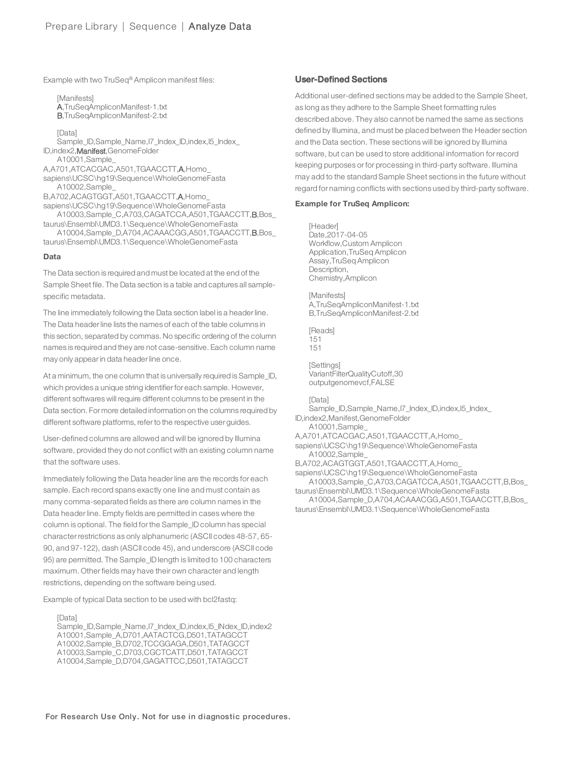Example with two TruSeq® Amplicon manifest files:

```
[Manifests]
A,TruSeqAmpliconManifest-1.txt
B,TruSeqAmpliconManifest-2.txt

[Data]
Sample_ID,Sample_Name,I7_Index_ID,index,I5_Index_ID,index2,Manifest,GenomeFolder
A10001,Sample_A,A701,ATCACGAC,A501,TGAACCTT,A,Homo_sapiens\UCSC\hg19\Sequence\WholeGenomeFasta
A10002,Sample_B,A702,ACAGTGGT,A501,TGAACCTT,A,Homo_sapiens\UCSC\hg19\Sequence\WholeGenomeFasta
A10003,Sample_C,A703,CAGATCCA,A501,TGAACCTT,B,Bos_taurus\Ensembl\UMD3.1\Sequence\WholeGenomeFasta
A10004,Sample_D,A704,ACAAACGG,A501,TGAACCTT,B,Bos_taurus\Ensembl\UMD3.1\Sequence\WholeGenomeFasta
```

#### Data

The Data section is required and must be located at the end of the Sample Sheet file. The Data section is a table and captures all sample-specific metadata.

The line immediately following the Data section label is a header line. The Data header line lists the names of each of the table columns in this section, separated by commas. No specific ordering of the column names is required and they are not case-sensitive. Each column name may only appear in data header line once.

At a minimum, the one column that is universally required is Sample_ID, which provides a unique string identifier for each sample. However, different softwares will require different columns to be present in the Data section. For more detailed information on the columns required by different software platforms, refer to the respective user guides.

User-defined columns are allowed and will be ignored by Illumina software, provided they do not conflict with an existing column name that the software uses.

Immediately following the Data header line are the records for each sample. Each record spans exactly one line and must contain as many comma-separated fields as there are column names in the Data header line. Empty fields are permitted in cases where the column is optional. The field for the Sample_ID column has special character restrictions as only alphanumeric (ASCII codes 48-57, 65-90, and 97-122), dash (ASCII code 45), and underscore (ASCII code 95) are permitted. The Sample_ID length is limited to 100 characters maximum. Other fields may have their own character and length restrictions, depending on the software being used.

Example of typical Data section to be used with bcl2fastq:

```
[Data]
Sample_ID,Sample_Name,I7_Index_ID,index,I5_INdex_ID,index2
A10001,Sample_A,D701,AATACTCG,D501,TATAGCCT
A10002,Sample_B,D702,TCCGGAGA,D501,TATAGCCT
A10003,Sample_C,D703,CGCTCATT,D501,TATAGCCT
A10004,Sample_D,D704,GAGATTCC,D501,TATAGCCT
```

### User-Defined Sections

Additional user-defined sections may be added to the Sample Sheet, as long as they adhere to the Sample Sheet formatting rules described above. They also cannot be named the same as sections defined by Illumina, and must be placed between the Header section and the Data section. These sections will be ignored by Illumina software, but can be used to store additional information for record keeping purposes or for processing in third-party software. Illumina may add to the standard Sample Sheet sections in the future without regard for naming conflicts with sections used by third-party software.

#### Example for TruSeq Amplicon:

```
[Header]
Date,2017-04-05
Workflow,Custom Amplicon
Application,TruSeq Amplicon
Assay,TruSeq Amplicon
Description,
Chemistry,Amplicon

[Manifests]
A,TruSeqAmpliconManifest-1.txt
B,TruSeqAmpliconManifest-2.txt

[Reads]
151
151

[Settings]
VariantFilterQualityCutoff,30
outputgenomevcf,FALSE

[Data]
Sample_ID,Sample_Name,I7_Index_ID,index,I5_Index_ID,index2,Manifest,GenomeFolder
A10001,Sample_A,A701,ATCACGAC,A501,TGAACCTT,A,Homo_sapiens\UCSC\hg19\Sequence\WholeGenomeFasta
A10002,Sample_B,A702,ACAGTGGT,A501,TGAACCTT,A,Homo_sapiens\UCSC\hg19\Sequence\WholeGenomeFasta
A10003,Sample_C,A703,CAGATCCA,A501,TGAACCTT,B,Bos_taurus\Ensembl\UMD3.1\Sequence\WholeGenomeFasta
A10004,Sample_D,A704,ACAAACGG,A501,TGAACCTT,B,Bos_taurus\Ensembl\UMD3.1\Sequence\WholeGenomeFasta
```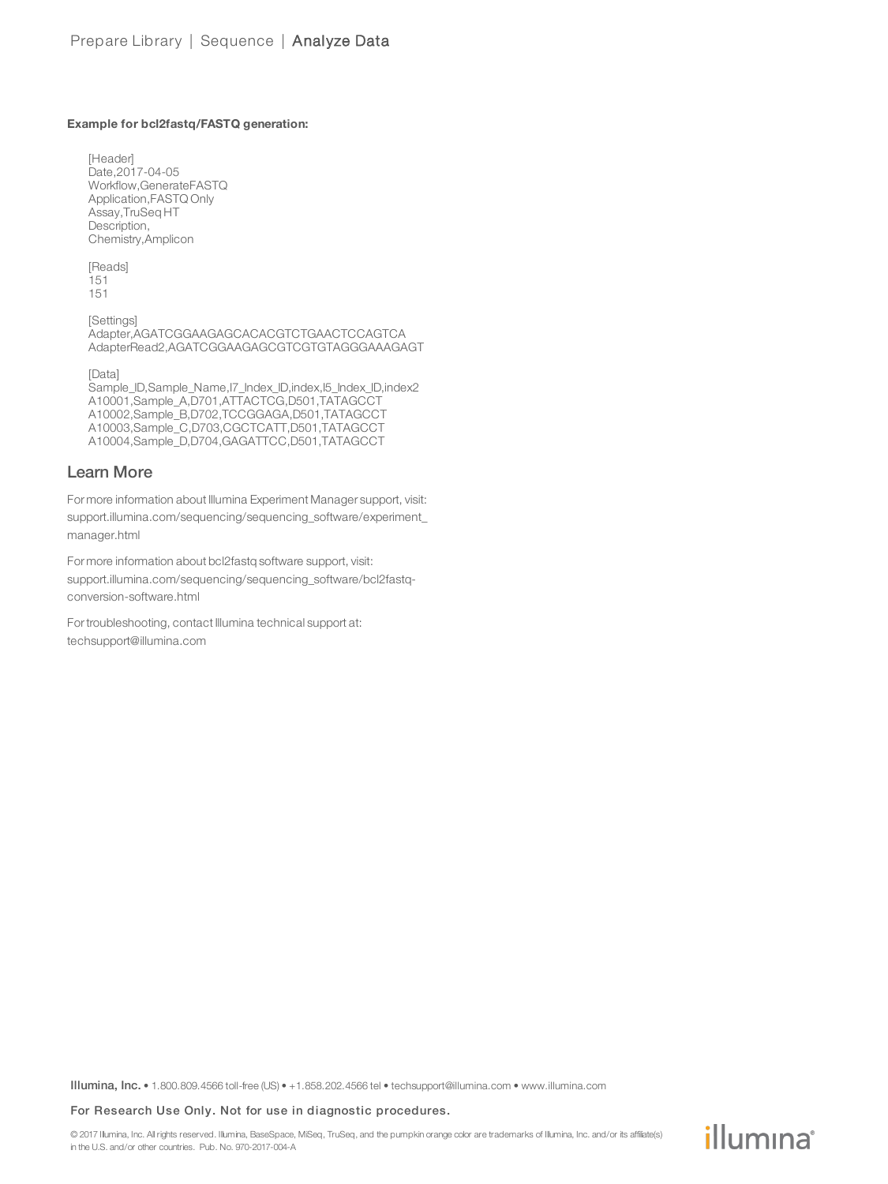**Example for bcl2fastq/FASTQ generation:**

```
[Header]
Date,2017-04-05
Workflow,GenerateFASTQ
Application,FASTQ Only
Assay,TruSeq HT
Description,
Chemistry,Amplicon

[Reads]
151
151

[Settings]
Adapter,AGATCGGAAGAGCACACGTCTGAACTCCAGTCA
AdapterRead2,AGATCGGAAGAGCGTCGTGTAGGGAAAGAGT

[Data]
Sample_ID,Sample_Name,I7_Index_ID,index,I5_Index_ID,index2
A10001,Sample_A,D701,ATTACTCG,D501,TATAGCCT
A10002,Sample_B,D702,TCCGGAGA,D501,TATAGCCT
A10003,Sample_C,D703,CGCTCATT,D501,TATAGCCT
A10004,Sample_D,D704,GAGATTCC,D501,TATAGCCT
```

## Learn More

For more information about Illumina Experiment Manager support, visit: support.illumina.com/sequencing/sequencing_software/experiment_manager.html

For more information about bcl2fastq software support, visit: support.illumina.com/sequencing/sequencing_software/bcl2fastq-conversion-software.html

For troubleshooting, contact Illumina technical support at: techsupport@illumina.com

**Illumina, Inc.** • 1.800.809.4566 toll-free (US) • +1.858.202.4566 tel • techsupport@illumina.com • www.illumina.com

For Research Use Only. Not for use in diagnostic procedures.

© 2017 Illumina, Inc. All rights reserved. Illumina, BaseSpace, MiSeq, TruSeq, and the pumpkin orange color are trademarks of Illumina, Inc. and/or its affiliate(s) in the U.S. and/or other countries. Pub. No. 970-2017-004-A